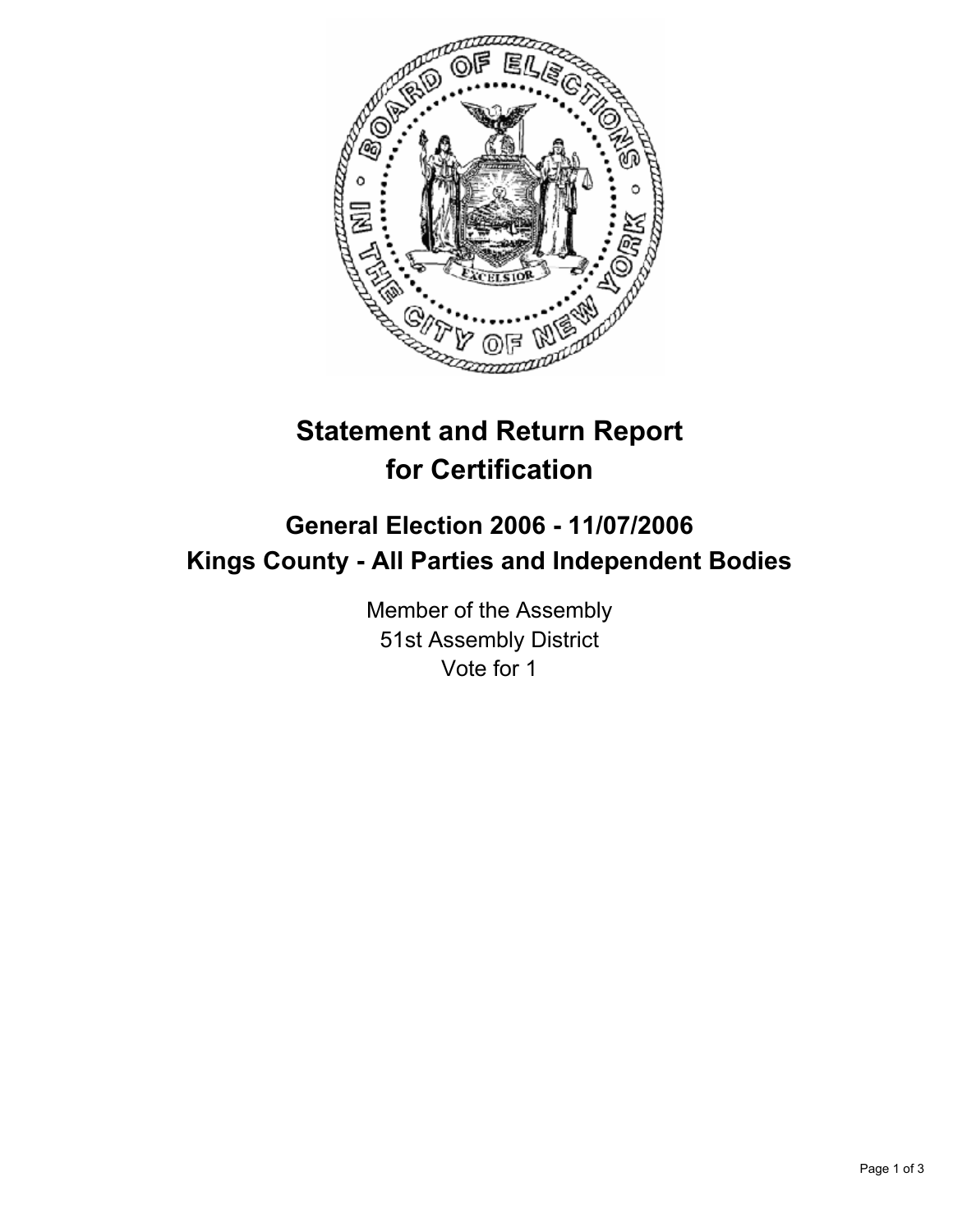# Statement and Return Report for Certification

## General Election 2006 - 11/07/2006

## Kings County - All Parties and Independent Bodies

Member of the Assembly
51st Assembly District
Vote for 1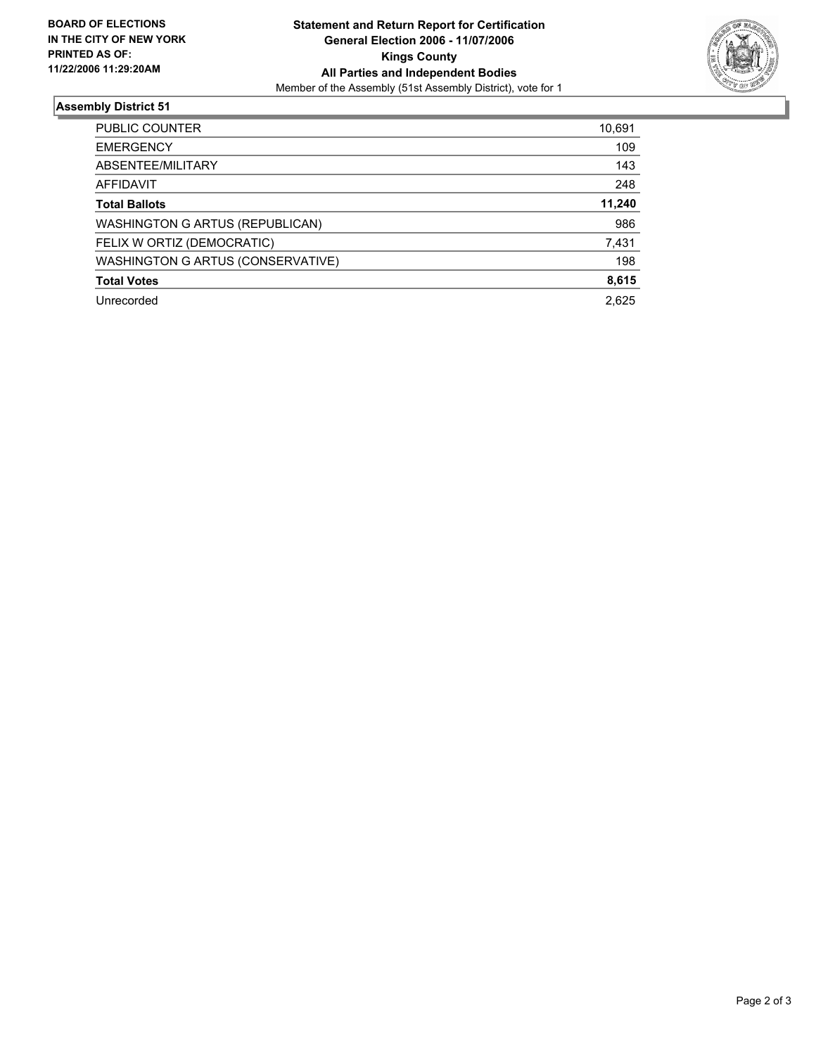**BOARD OF ELECTIONS IN THE CITY OF NEW YORK PRINTED AS OF: 11/22/2006 11:29:20AM**

# Statement and Return Report for Certification General Election 2006 - 11/07/2006 Kings County All Parties and Independent Bodies

Member of the Assembly (51st Assembly District), vote for 1

## Assembly District 51

| | |
|---|---|
| PUBLIC COUNTER | 10,691 |
| EMERGENCY | 109 |
| ABSENTEE/MILITARY | 143 |
| AFFIDAVIT | 248 |
| **Total Ballots** | **11,240** |
| WASHINGTON G ARTUS (REPUBLICAN) | 986 |
| FELIX W ORTIZ (DEMOCRATIC) | 7,431 |
| WASHINGTON G ARTUS (CONSERVATIVE) | 198 |
| **Total Votes** | **8,615** |
| Unrecorded | 2,625 |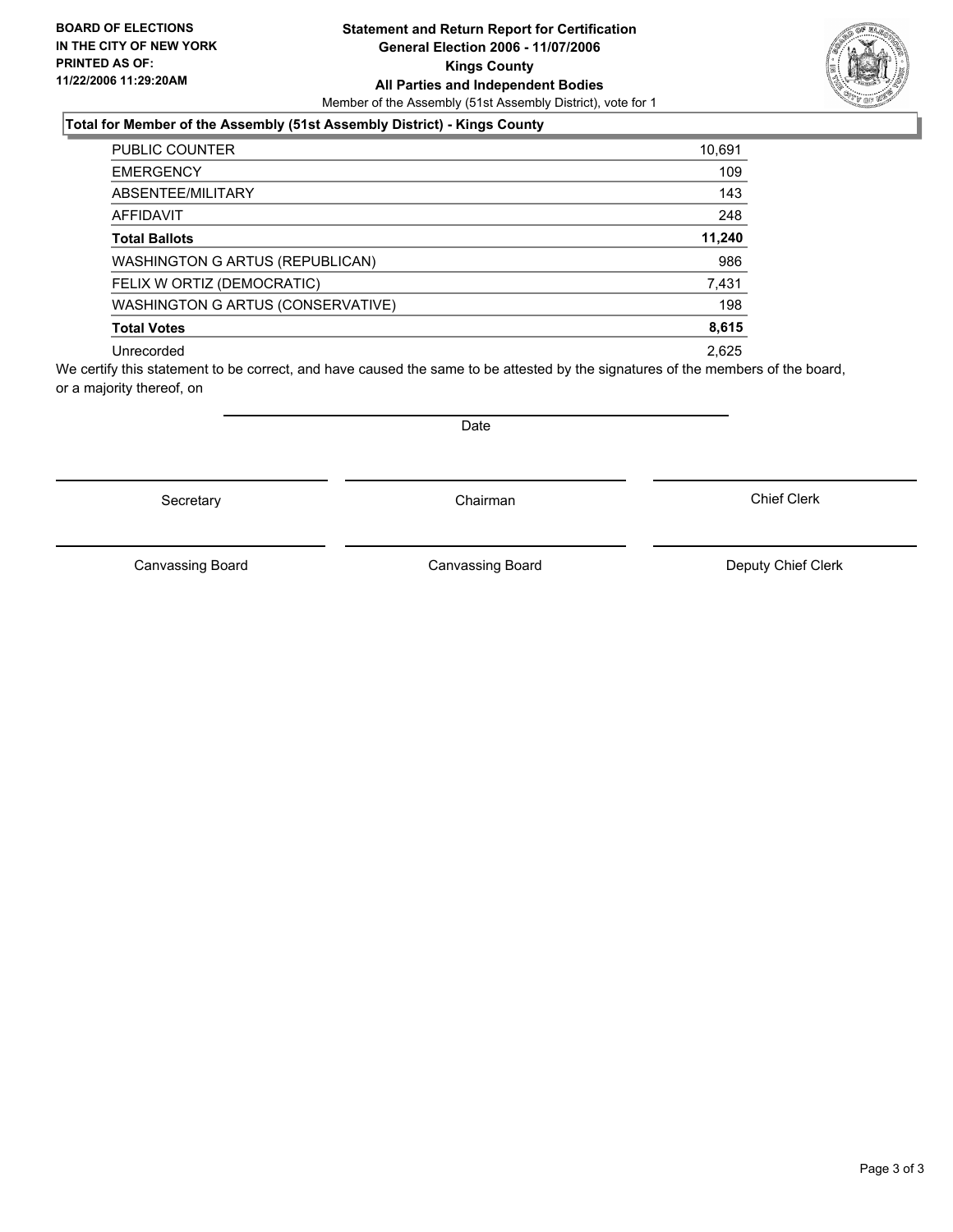**BOARD OF ELECTIONS IN THE CITY OF NEW YORK PRINTED AS OF: 11/22/2006 11:29:20AM**

**Statement and Return Report for Certification**
**General Election 2006 - 11/07/2006**
**Kings County**
**All Parties and Independent Bodies**
Member of the Assembly (51st Assembly District), vote for 1

**Total for Member of the Assembly (51st Assembly District) - Kings County**

| | |
|---|---|
| PUBLIC COUNTER | 10,691 |
| EMERGENCY | 109 |
| ABSENTEE/MILITARY | 143 |
| AFFIDAVIT | 248 |
| **Total Ballots** | **11,240** |
| WASHINGTON G ARTUS (REPUBLICAN) | 986 |
| FELIX W ORTIZ (DEMOCRATIC) | 7,431 |
| WASHINGTON G ARTUS (CONSERVATIVE) | 198 |
| **Total Votes** | **8,615** |
| Unrecorded | 2,625 |

We certify this statement to be correct, and have caused the same to be attested by the signatures of the members of the board, or a majority thereof, on

Date

Secretary

Chairman

Chief Clerk

Canvassing Board

Canvassing Board

Deputy Chief Clerk